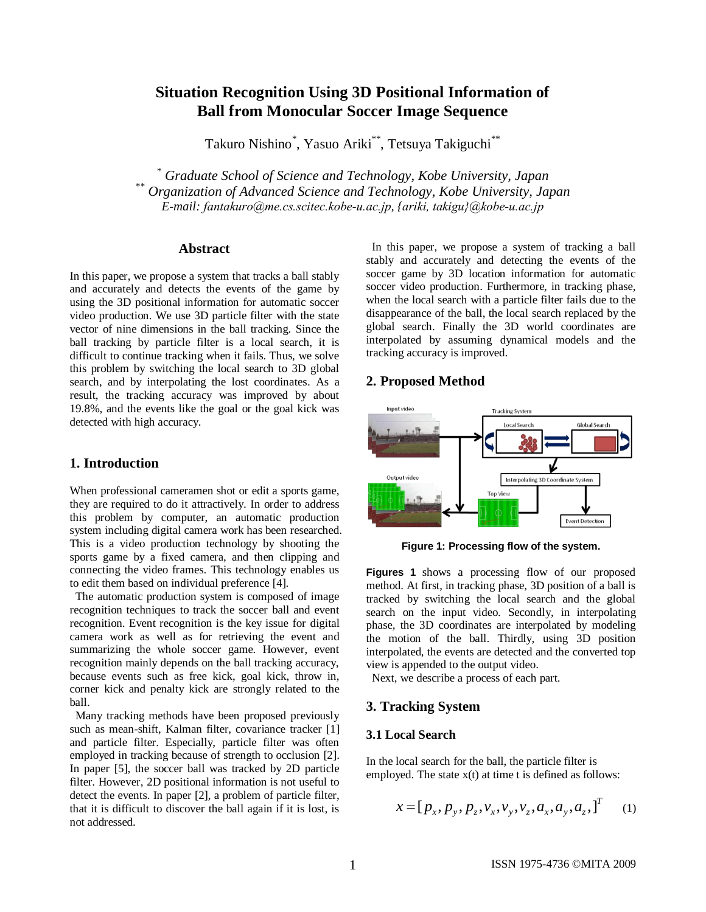# Situation Recognition Using 3D Positional Information of Ball from Monocular Soccer Image Sequence

Takuro Nishino[*], Yasuo Ariki[**], Tetsuya Takiguchi[**]

[*] *Graduate School of Science and Technology, Kobe University, Japan*
[**] *Organization of Advanced Science and Technology, Kobe University, Japan*
*E-mail: fantakuro@me.cs.scitec.kobe-u.ac.jp, {ariki, takigu}@kobe-u.ac.jp*

## Abstract

In this paper, we propose a system that tracks a ball stably and accurately and detects the events of the game by using the 3D positional information for automatic soccer video production. We use 3D particle filter with the state vector of nine dimensions in the ball tracking. Since the ball tracking by particle filter is a local search, it is difficult to continue tracking when it fails. Thus, we solve this problem by switching the local search to 3D global search, and by interpolating the lost coordinates. As a result, the tracking accuracy was improved by about 19.8%, and the events like the goal or the goal kick was detected with high accuracy.

## 1. Introduction

When professional cameramen shot or edit a sports game, they are required to do it attractively. In order to address this problem by computer, an automatic production system including digital camera work has been researched. This is a video production technology by shooting the sports game by a fixed camera, and then clipping and connecting the video frames. This technology enables us to edit them based on individual preference [4].

The automatic production system is composed of image recognition techniques to track the soccer ball and event recognition. Event recognition is the key issue for digital camera work as well as for retrieving the event and summarizing the whole soccer game. However, event recognition mainly depends on the ball tracking accuracy, because events such as free kick, goal kick, throw in, corner kick and penalty kick are strongly related to the ball.

Many tracking methods have been proposed previously such as mean-shift, Kalman filter, covariance tracker [1] and particle filter. Especially, particle filter was often employed in tracking because of strength to occlusion [2]. In paper [5], the soccer ball was tracked by 2D particle filter. However, 2D positional information is not useful to detect the events. In paper [2], a problem of particle filter, that it is difficult to discover the ball again if it is lost, is not addressed.

In this paper, we propose a system of tracking a ball stably and accurately and detecting the events of the soccer game by 3D location information for automatic soccer video production. Furthermore, in tracking phase, when the local search with a particle filter fails due to the disappearance of the ball, the local search replaced by the global search. Finally the 3D world coordinates are interpolated by assuming dynamical models and the tracking accuracy is improved.

## 2. Proposed Method

**Figure 1: Processing flow of the system.**

**Figures 1** shows a processing flow of our proposed method. At first, in tracking phase, 3D position of a ball is tracked by switching the local search and the global search on the input video. Secondly, in interpolating phase, the 3D coordinates are interpolated by modeling the motion of the ball. Thirdly, using 3D position interpolated, the events are detected and the converted top view is appended to the output video.

Next, we describe a process of each part.

## 3. Tracking System

### 3.1 Local Search

In the local search for the ball, the particle filter is employed. The state x(t) at time t is defined as follows:

$$x = [p_x, p_y, p_z, v_x, v_y, v_z, a_x, a_y, a_z,]^T \qquad (1)$$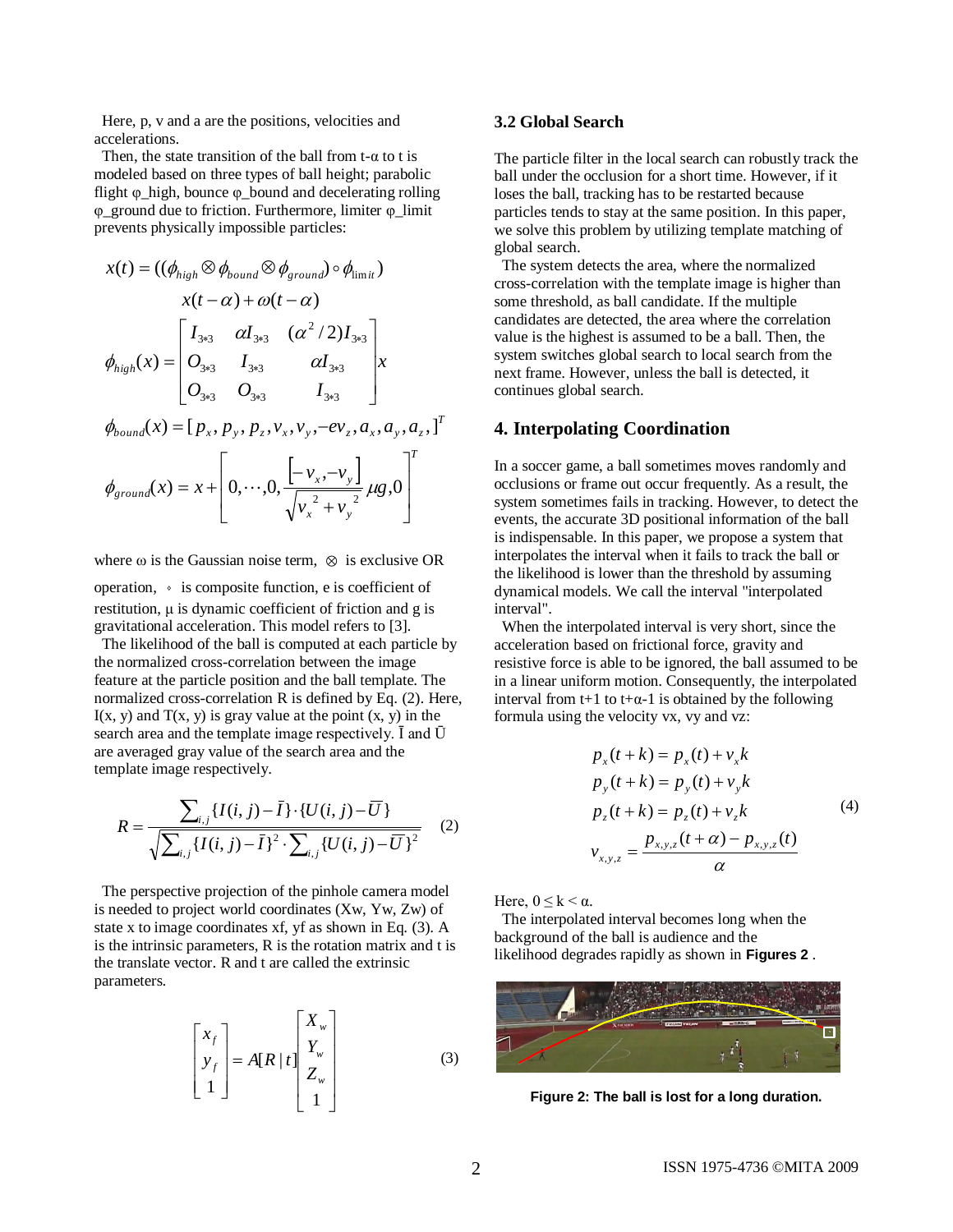Here, p, v and a are the positions, velocities and accelerations.

Then, the state transition of the ball from t-α to t is modeled based on three types of ball height; parabolic flight φ_high, bounce φ_bound and decelerating rolling φ_ground due to friction. Furthermore, limiter φ_limit prevents physically impossible particles:

$$x(t) = ((\phi_{high} \otimes \phi_{bound} \otimes \phi_{ground}) \circ \phi_{limit})$$
$$x(t-\alpha) + \omega(t-\alpha)$$

$$\phi_{high}(x) = \begin{bmatrix} I_{3*3} & \alpha I_{3*3} & (\alpha^2/2) I_{3*3} \\ O_{3*3} & I_{3*3} & \alpha I_{3*3} \\ O_{3*3} & O_{3*3} & I_{3*3} \end{bmatrix} x$$

$$\phi_{bound}(x) = [p_x, p_y, p_z, v_x, v_y, -ev_z, a_x, a_y, a_z,]^T$$

$$\phi_{ground}(x) = x + \left[ 0, \cdots, 0, \frac{[-v_x, -v_y]}{\sqrt{v_x{}^2 + v_y{}^2}} \mu g, 0 \right]^T$$

where ω is the Gaussian noise term, $\otimes$ is exclusive OR operation, $\circ$ is composite function, e is coefficient of restitution, μ is dynamic coefficient of friction and g is gravitational acceleration. This model refers to [3].

The likelihood of the ball is computed at each particle by the normalized cross-correlation between the image feature at the particle position and the ball template. The normalized cross-correlation R is defined by Eq. (2). Here, I(x, y) and T(x, y) is gray value at the point (x, y) in the search area and the template image respectively. $\bar{I}$ and $\bar{U}$ are averaged gray value of the search area and the template image respectively.

$$R = \frac{\sum_{i,j} \{I(i,j) - \bar{I}\} \cdot \{U(i,j) - \bar{U}\}}{\sqrt{\sum_{i,j} \{I(i,j) - \bar{I}\}^2 \cdot \sum_{i,j} \{U(i,j) - \bar{U}\}^2}} \quad (2)$$

The perspective projection of the pinhole camera model is needed to project world coordinates (Xw, Yw, Zw) of state x to image coordinates xf, yf as shown in Eq. (3). A is the intrinsic parameters, R is the rotation matrix and t is the translate vector. R and t are called the extrinsic parameters.

$$\begin{bmatrix} x_f \\ y_f \\ 1 \end{bmatrix} = A[R \mid t] \begin{bmatrix} X_w \\ Y_w \\ Z_w \\ 1 \end{bmatrix} \quad (3)$$

### 3.2 Global Search

The particle filter in the local search can robustly track the ball under the occlusion for a short time. However, if it loses the ball, tracking has to be restarted because particles tends to stay at the same position. In this paper, we solve this problem by utilizing template matching of global search.

The system detects the area, where the normalized cross-correlation with the template image is higher than some threshold, as ball candidate. If the multiple candidates are detected, the area where the correlation value is the highest is assumed to be a ball. Then, the system switches global search to local search from the next frame. However, unless the ball is detected, it continues global search.

## 4. Interpolating Coordination

In a soccer game, a ball sometimes moves randomly and occlusions or frame out occur frequently. As a result, the system sometimes fails in tracking. However, to detect the events, the accurate 3D positional information of the ball is indispensable. In this paper, we propose a system that interpolates the interval when it fails to track the ball or the likelihood is lower than the threshold by assuming dynamical models. We call the interval "interpolated interval".

When the interpolated interval is very short, since the acceleration based on frictional force, gravity and resistive force is able to be ignored, the ball assumed to be in a linear uniform motion. Consequently, the interpolated interval from t+1 to t+α-1 is obtained by the following formula using the velocity vx, vy and vz:

$$\begin{aligned} p_x(t+k) &= p_x(t) + v_x k \\ p_y(t+k) &= p_y(t) + v_y k \\ p_z(t+k) &= p_z(t) + v_z k \\ v_{x,y,z} &= \frac{p_{x,y,z}(t+\alpha) - p_{x,y,z}(t)}{\alpha} \end{aligned} \quad (4)$$

Here, $0 \leq k < \alpha$.

The interpolated interval becomes long when the background of the ball is audience and the likelihood degrades rapidly as shown in **Figures 2** .

**Figure 2: The ball is lost for a long duration.**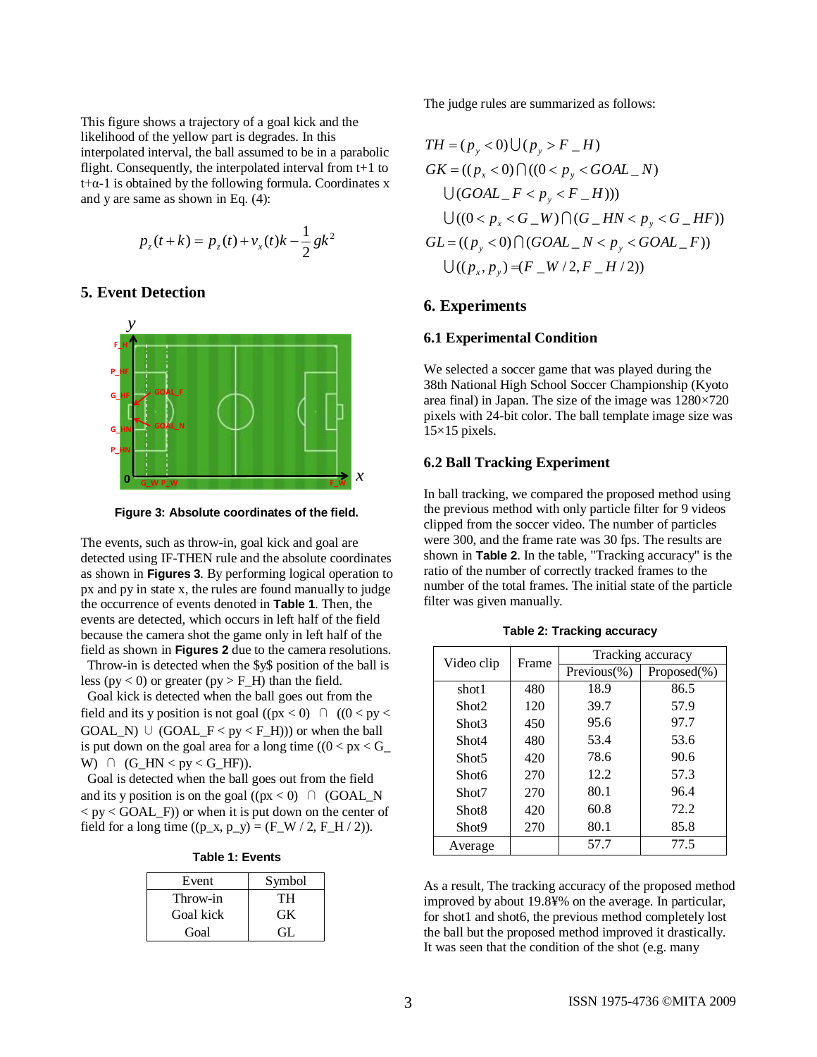This figure shows a trajectory of a goal kick and the likelihood of the yellow part is degrades. In this interpolated interval, the ball assumed to be in a parabolic flight. Consequently, the interpolated interval from t+1 to t+α-1 is obtained by the following formula. Coordinates x and y are same as shown in Eq. (4):

$$p_z(t+k) = p_z(t) + v_x(t)k - \frac{1}{2}gk^2$$

## 5. Event Detection

Figure 3: Absolute coordinates of the field.

The events, such as throw-in, goal kick and goal are detected using IF-THEN rule and the absolute coordinates as shown in **Figures 3**. By performing logical operation to px and py in state x, the rules are found manually to judge the occurrence of events denoted in **Table 1**. Then, the events are detected, which occurs in left half of the field because the camera shot the game only in left half of the field as shown in **Figures 2** due to the camera resolutions.

Throw-in is detected when the $y$ position of the ball is less ($p_y < 0$) or greater ($p_y > F\_H$) than the field.

Goal kick is detected when the ball goes out from the field and its y position is not goal (($p_x < 0$) ∩ (($0 < p_y < GOAL\_N$) ∪ ($GOAL\_F < p_y < F\_H$))) or when the ball is put down on the goal area for a long time (($0 < p_x < G\_W$) ∩ ($G\_HN < p_y < G\_HF$)).

Goal is detected when the ball goes out from the field and its y position is on the goal (($p_x < 0$) ∩ ($GOAL\_N < p_y < GOAL\_F$)) or when it is put down on the center of field for a long time (($p_x, p_y$) = ($F\_W / 2, F\_H / 2$)).

**Table 1: Events**

| Event | Symbol |
|---|---|
| Throw-in | TH |
| Goal kick | GK |
| Goal | GL |

The judge rules are summarized as follows:

$$
\begin{aligned}
TH &= (p_y < 0) \cup (p_y > F\_H) \\
GK &= ((p_x < 0) \cap ((0 < p_y < GOAL\_N) \\
&\quad \cup (GOAL\_F < p_y < F\_H))) \\
&\quad \cup ((0 < p_x < G\_W) \cap (G\_HN < p_y < G\_HF)) \\
GL &= ((p_y < 0) \cap (GOAL\_N < p_y < GOAL\_F)) \\
&\quad \cup ((p_x, p_y) = (F\_W/2, F\_H/2))
\end{aligned}
$$

## 6. Experiments

### 6.1 Experimental Condition

We selected a soccer game that was played during the 38th National High School Soccer Championship (Kyoto area final) in Japan. The size of the image was 1280×720 pixels with 24-bit color. The ball template image size was 15×15 pixels.

### 6.2 Ball Tracking Experiment

In ball tracking, we compared the proposed method using the previous method with only particle filter for 9 videos clipped from the soccer video. The number of particles were 300, and the frame rate was 30 fps. The results are shown in **Table 2**. In the table, "Tracking accuracy" is the ratio of the number of correctly tracked frames to the number of the total frames. The initial state of the particle filter was given manually.

**Table 2: Tracking accuracy**

| Video clip | Frame | Tracking accuracy | |
|---|---|---|---|
| | | Previous(%) | Proposed(%) |
| shot1 | 480 | 18.9 | 86.5 |
| Shot2 | 120 | 39.7 | 57.9 |
| Shot3 | 450 | 95.6 | 97.7 |
| Shot4 | 480 | 53.4 | 53.6 |
| Shot5 | 420 | 78.6 | 90.6 |
| Shot6 | 270 | 12.2 | 57.3 |
| Shot7 | 270 | 80.1 | 96.4 |
| Shot8 | 420 | 60.8 | 72.2 |
| Shot9 | 270 | 80.1 | 85.8 |
| Average | | 57.7 | 77.5 |

As a result, The tracking accuracy of the proposed method improved by about 19.8¥% on the average. In particular, for shot1 and shot6, the previous method completely lost the ball but the proposed method improved it drastically. It was seen that the condition of the shot (e.g. many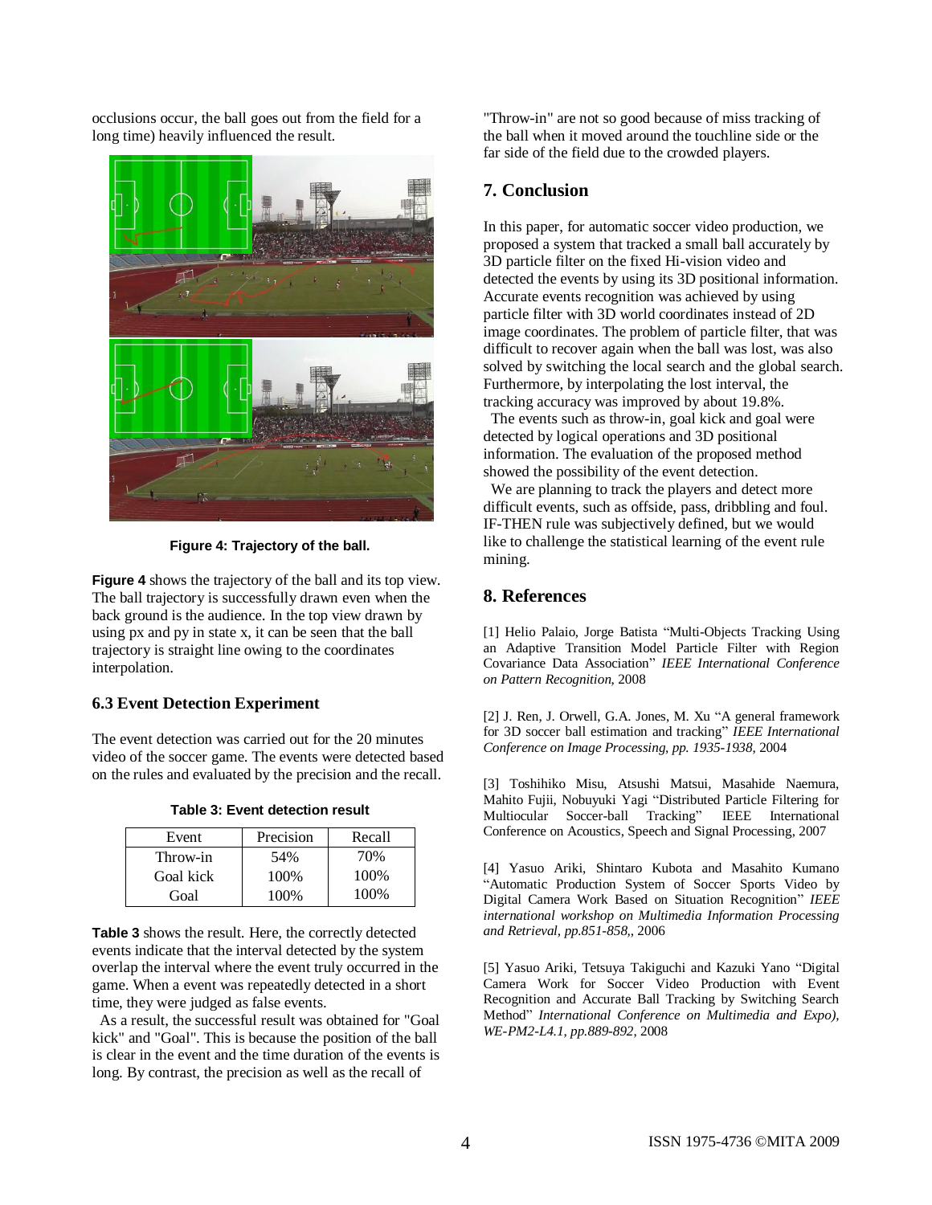occlusions occur, the ball goes out from the field for a long time) heavily influenced the result.

**Figure 4: Trajectory of the ball.**

**Figure 4** shows the trajectory of the ball and its top view. The ball trajectory is successfully drawn even when the back ground is the audience. In the top view drawn by using px and py in state x, it can be seen that the ball trajectory is straight line owing to the coordinates interpolation.

### 6.3 Event Detection Experiment

The event detection was carried out for the 20 minutes video of the soccer game. The events were detected based on the rules and evaluated by the precision and the recall.

**Table 3: Event detection result**

| Event | Precision | Recall |
|---|---|---|
| Throw-in | 54% | 70% |
| Goal kick | 100% | 100% |
| Goal | 100% | 100% |

**Table 3** shows the result. Here, the correctly detected events indicate that the interval detected by the system overlap the interval where the event truly occurred in the game. When a event was repeatedly detected in a short time, they were judged as false events.

As a result, the successful result was obtained for "Goal kick" and "Goal". This is because the position of the ball is clear in the event and the time duration of the events is long. By contrast, the precision as well as the recall of "Throw-in" are not so good because of miss tracking of the ball when it moved around the touchline side or the far side of the field due to the crowded players.

## 7. Conclusion

In this paper, for automatic soccer video production, we proposed a system that tracked a small ball accurately by 3D particle filter on the fixed Hi-vision video and detected the events by using its 3D positional information. Accurate events recognition was achieved by using particle filter with 3D world coordinates instead of 2D image coordinates. The problem of particle filter, that was difficult to recover again when the ball was lost, was also solved by switching the local search and the global search. Furthermore, by interpolating the lost interval, the tracking accuracy was improved by about 19.8%.

The events such as throw-in, goal kick and goal were detected by logical operations and 3D positional information. The evaluation of the proposed method showed the possibility of the event detection.

We are planning to track the players and detect more difficult events, such as offside, pass, dribbling and foul. IF-THEN rule was subjectively defined, but we would like to challenge the statistical learning of the event rule mining.

## 8. References

[1] Helio Palaio, Jorge Batista "Multi-Objects Tracking Using an Adaptive Transition Model Particle Filter with Region Covariance Data Association" *IEEE International Conference on Pattern Recognition*, 2008

[2] J. Ren, J. Orwell, G.A. Jones, M. Xu "A general framework for 3D soccer ball estimation and tracking" *IEEE International Conference on Image Processing, pp. 1935-1938*, 2004

[3] Toshihiko Misu, Atsushi Matsui, Masahide Naemura, Mahito Fujii, Nobuyuki Yagi "Distributed Particle Filtering for Multiocular Soccer-ball Tracking" IEEE International Conference on Acoustics, Speech and Signal Processing, 2007

[4] Yasuo Ariki, Shintaro Kubota and Masahito Kumano "Automatic Production System of Soccer Sports Video by Digital Camera Work Based on Situation Recognition" *IEEE international workshop on Multimedia Information Processing and Retrieval, pp.851-858,*, 2006

[5] Yasuo Ariki, Tetsuya Takiguchi and Kazuki Yano "Digital Camera Work for Soccer Video Production with Event Recognition and Accurate Ball Tracking by Switching Search Method" *International Conference on Multimedia and Expo), WE-PM2-L4.1, pp.889-892*, 2008